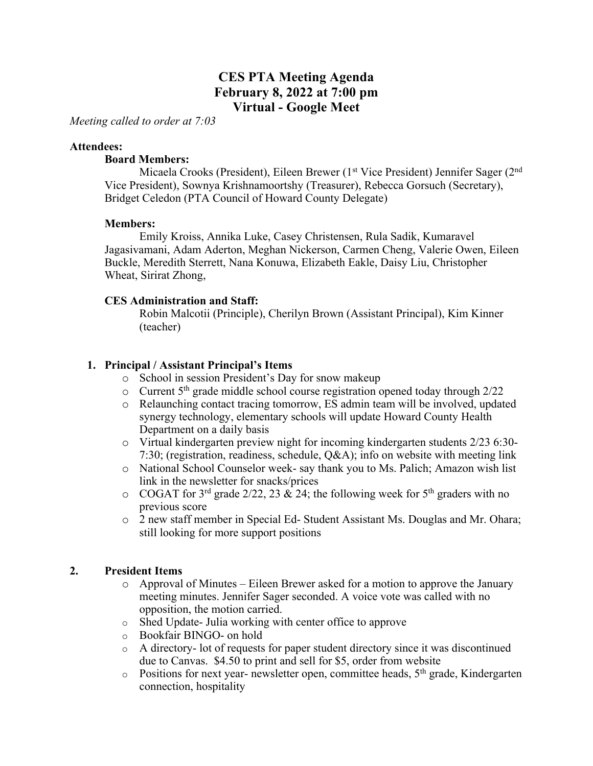# CES PTA Meeting Agenda
# February 8, 2022 at 7:00 pm
# Virtual - Google Meet

*Meeting called to order at 7:03*

**Attendees:**

**Board Members:**

Micaela Crooks (President), Eileen Brewer (1st Vice President) Jennifer Sager (2nd Vice President), Sownya Krishnamoortshy (Treasurer), Rebecca Gorsuch (Secretary), Bridget Celedon (PTA Council of Howard County Delegate)

**Members:**

Emily Kroiss, Annika Luke, Casey Christensen, Rula Sadik, Kumaravel Jagasivamani, Adam Aderton, Meghan Nickerson, Carmen Cheng, Valerie Owen, Eileen Buckle, Meredith Sterrett, Nana Konuwa, Elizabeth Eakle, Daisy Liu, Christopher Wheat, Sirirat Zhong,

**CES Administration and Staff:**

Robin Malcotii (Principle), Cherilyn Brown (Assistant Principal), Kim Kinner (teacher)

1. **Principal / Assistant Principal's Items**
   - School in session President's Day for snow makeup
   - Current 5th grade middle school course registration opened today through 2/22
   - Relaunching contact tracing tomorrow, ES admin team will be involved, updated synergy technology, elementary schools will update Howard County Health Department on a daily basis
   - Virtual kindergarten preview night for incoming kindergarten students 2/23 6:30-7:30; (registration, readiness, schedule, Q&A); info on website with meeting link
   - National School Counselor week- say thank you to Ms. Palich; Amazon wish list link in the newsletter for snacks/prices
   - COGAT for 3rd grade 2/22, 23 & 24; the following week for 5th graders with no previous score
   - 2 new staff member in Special Ed- Student Assistant Ms. Douglas and Mr. Ohara; still looking for more support positions

2. **President Items**
   - Approval of Minutes – Eileen Brewer asked for a motion to approve the January meeting minutes. Jennifer Sager seconded. A voice vote was called with no opposition, the motion carried.
   - Shed Update- Julia working with center office to approve
   - Bookfair BINGO- on hold
   - A directory- lot of requests for paper student directory since it was discontinued due to Canvas. $4.50 to print and sell for $5, order from website
   - Positions for next year- newsletter open, committee heads, 5th grade, Kindergarten connection, hospitality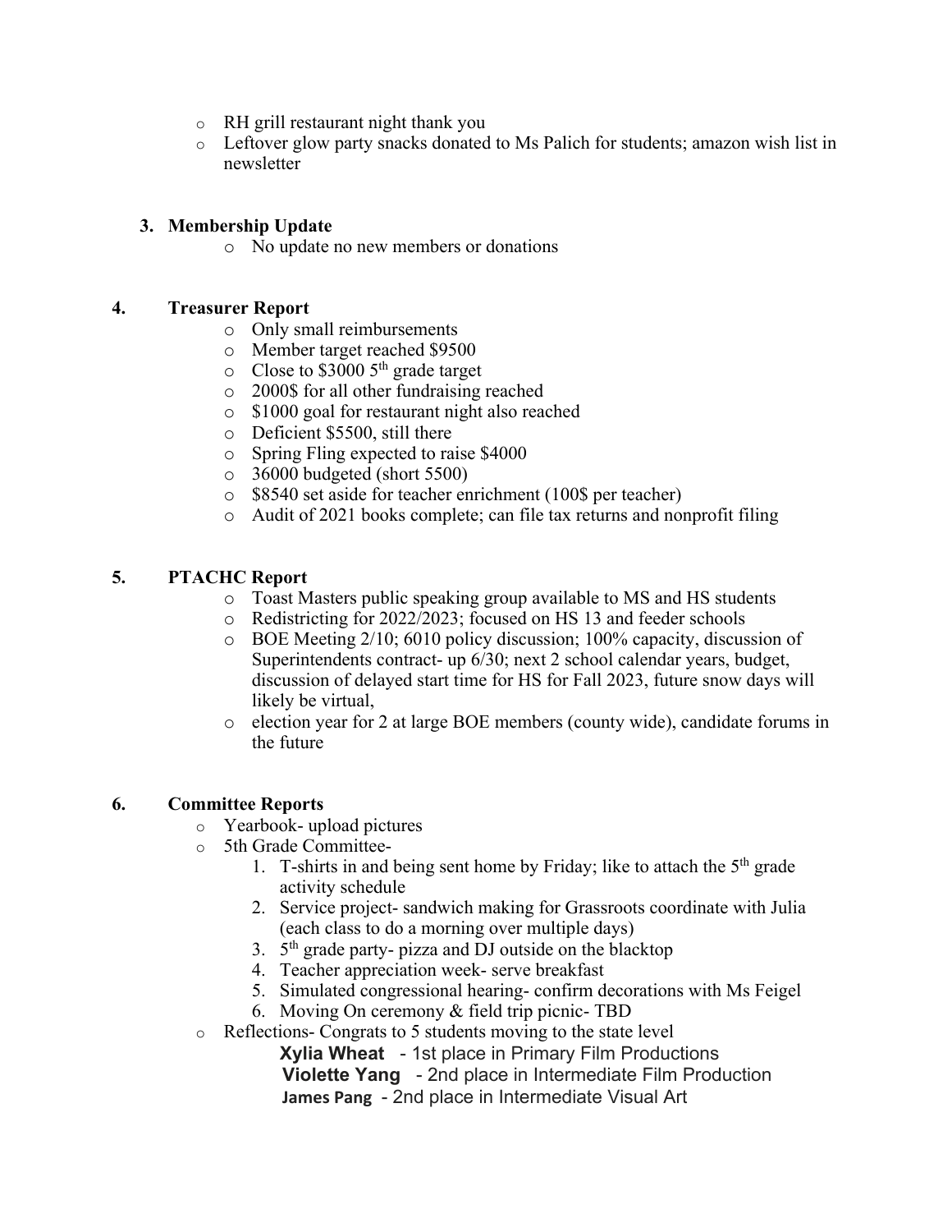- RH grill restaurant night thank you
- Leftover glow party snacks donated to Ms Palich for students; amazon wish list in newsletter

3. **Membership Update**
   - No update no new members or donations

4. **Treasurer Report**
   - Only small reimbursements
   - Member target reached $9500
   - Close to $3000 5th grade target
   - 2000$ for all other fundraising reached
   - $1000 goal for restaurant night also reached
   - Deficient $5500, still there
   - Spring Fling expected to raise $4000
   - 36000 budgeted (short 5500)
   - $8540 set aside for teacher enrichment (100$ per teacher)
   - Audit of 2021 books complete; can file tax returns and nonprofit filing

5. **PTACHC Report**
   - Toast Masters public speaking group available to MS and HS students
   - Redistricting for 2022/2023; focused on HS 13 and feeder schools
   - BOE Meeting 2/10; 6010 policy discussion; 100% capacity, discussion of Superintendents contract- up 6/30; next 2 school calendar years, budget, discussion of delayed start time for HS for Fall 2023, future snow days will likely be virtual,
   - election year for 2 at large BOE members (county wide), candidate forums in the future

6. **Committee Reports**
   - Yearbook- upload pictures
   - 5th Grade Committee-
     1. T-shirts in and being sent home by Friday; like to attach the 5th grade activity schedule
     2. Service project- sandwich making for Grassroots coordinate with Julia (each class to do a morning over multiple days)
     3. 5th grade party- pizza and DJ outside on the blacktop
     4. Teacher appreciation week- serve breakfast
     5. Simulated congressional hearing- confirm decorations with Ms Feigel
     6. Moving On ceremony & field trip picnic- TBD
   - Reflections- Congrats to 5 students moving to the state level

     **Xylia Wheat** - 1st place in Primary Film Productions
     **Violette Yang** - 2nd place in Intermediate Film Production
     **James Pang** - 2nd place in Intermediate Visual Art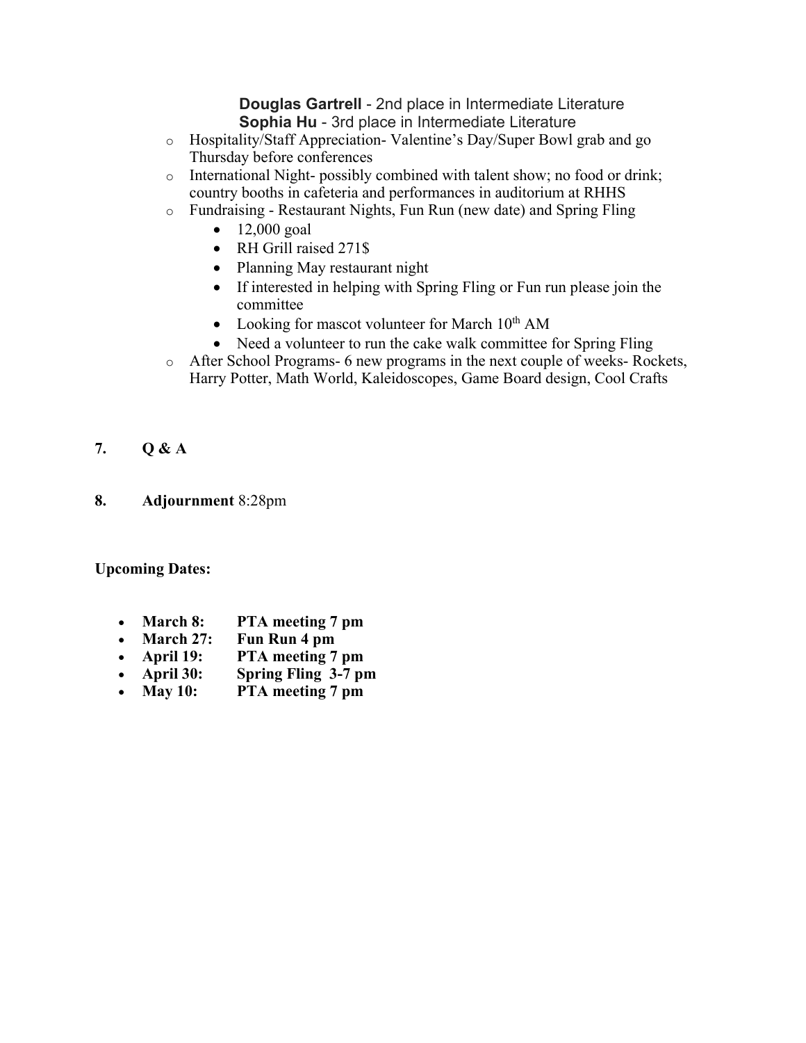**Douglas Gartrell** - 2nd place in Intermediate Literature
**Sophia Hu** - 3rd place in Intermediate Literature

- Hospitality/Staff Appreciation- Valentine's Day/Super Bowl grab and go Thursday before conferences
- International Night- possibly combined with talent show; no food or drink; country booths in cafeteria and performances in auditorium at RHHS
- Fundraising - Restaurant Nights, Fun Run (new date) and Spring Fling
  - 12,000 goal
  - RH Grill raised 271$
  - Planning May restaurant night
  - If interested in helping with Spring Fling or Fun run please join the committee
  - Looking for mascot volunteer for March 10th AM
  - Need a volunteer to run the cake walk committee for Spring Fling
- After School Programs- 6 new programs in the next couple of weeks- Rockets, Harry Potter, Math World, Kaleidoscopes, Game Board design, Cool Crafts

**7. Q & A**

**8. Adjournment** 8:28pm

**Upcoming Dates:**

- **March 8: PTA meeting 7 pm**
- **March 27: Fun Run 4 pm**
- **April 19: PTA meeting 7 pm**
- **April 30: Spring Fling 3-7 pm**
- **May 10: PTA meeting 7 pm**